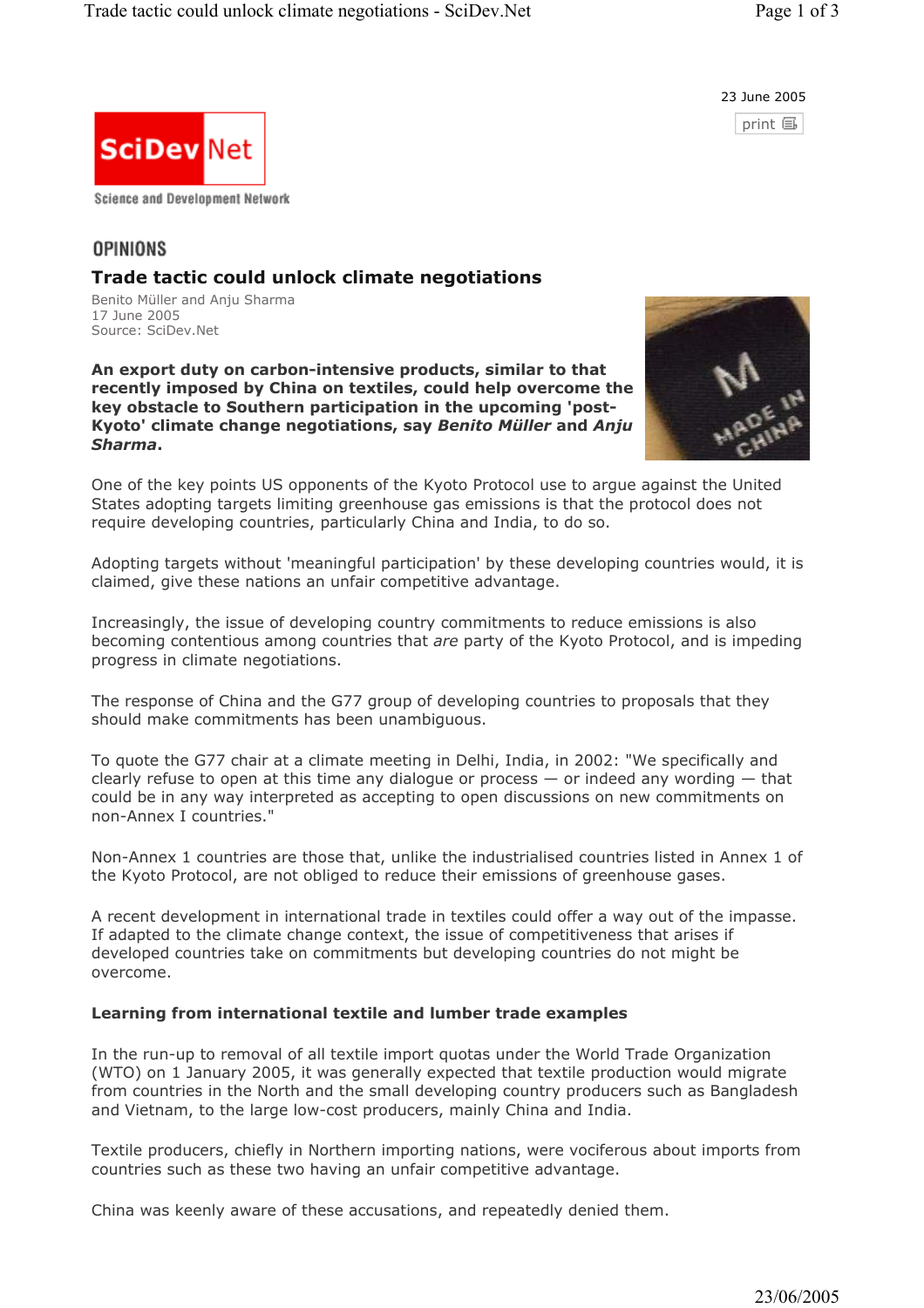23 June 2005

SciDev.Net

Science and Development Network

## OPINIONS

# Trade tactic could unlock climate negotiations

Benito Müller and Anju Sharma
17 June 2005
Source: SciDev.Net

**An export duty on carbon-intensive products, similar to that recently imposed by China on textiles, could help overcome the key obstacle to Southern participation in the upcoming 'post-Kyoto' climate change negotiations, say *Benito Müller* and *Anju Sharma*.**

One of the key points US opponents of the Kyoto Protocol use to argue against the United States adopting targets limiting greenhouse gas emissions is that the protocol does not require developing countries, particularly China and India, to do so.

Adopting targets without 'meaningful participation' by these developing countries would, it is claimed, give these nations an unfair competitive advantage.

Increasingly, the issue of developing country commitments to reduce emissions is also becoming contentious among countries that *are* party of the Kyoto Protocol, and is impeding progress in climate negotiations.

The response of China and the G77 group of developing countries to proposals that they should make commitments has been unambiguous.

To quote the G77 chair at a climate meeting in Delhi, India, in 2002: "We specifically and clearly refuse to open at this time any dialogue or process — or indeed any wording — that could be in any way interpreted as accepting to open discussions on new commitments on non-Annex I countries."

Non-Annex 1 countries are those that, unlike the industrialised countries listed in Annex 1 of the Kyoto Protocol, are not obliged to reduce their emissions of greenhouse gases.

A recent development in international trade in textiles could offer a way out of the impasse. If adapted to the climate change context, the issue of competitiveness that arises if developed countries take on commitments but developing countries do not might be overcome.

### Learning from international textile and lumber trade examples

In the run-up to removal of all textile import quotas under the World Trade Organization (WTO) on 1 January 2005, it was generally expected that textile production would migrate from countries in the North and the small developing country producers such as Bangladesh and Vietnam, to the large low-cost producers, mainly China and India.

Textile producers, chiefly in Northern importing nations, were vociferous about imports from countries such as these two having an unfair competitive advantage.

China was keenly aware of these accusations, and repeatedly denied them.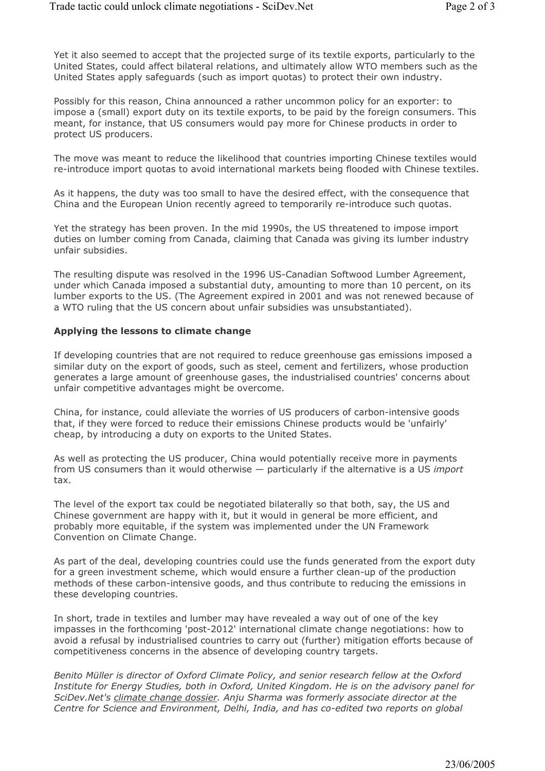Yet it also seemed to accept that the projected surge of its textile exports, particularly to the United States, could affect bilateral relations, and ultimately allow WTO members such as the United States apply safeguards (such as import quotas) to protect their own industry.

Possibly for this reason, China announced a rather uncommon policy for an exporter: to impose a (small) export duty on its textile exports, to be paid by the foreign consumers. This meant, for instance, that US consumers would pay more for Chinese products in order to protect US producers.

The move was meant to reduce the likelihood that countries importing Chinese textiles would re-introduce import quotas to avoid international markets being flooded with Chinese textiles.

As it happens, the duty was too small to have the desired effect, with the consequence that China and the European Union recently agreed to temporarily re-introduce such quotas.

Yet the strategy has been proven. In the mid 1990s, the US threatened to impose import duties on lumber coming from Canada, claiming that Canada was giving its lumber industry unfair subsidies.

The resulting dispute was resolved in the 1996 US-Canadian Softwood Lumber Agreement, under which Canada imposed a substantial duty, amounting to more than 10 percent, on its lumber exports to the US. (The Agreement expired in 2001 and was not renewed because of a WTO ruling that the US concern about unfair subsidies was unsubstantiated).

**Applying the lessons to climate change**

If developing countries that are not required to reduce greenhouse gas emissions imposed a similar duty on the export of goods, such as steel, cement and fertilizers, whose production generates a large amount of greenhouse gases, the industrialised countries' concerns about unfair competitive advantages might be overcome.

China, for instance, could alleviate the worries of US producers of carbon-intensive goods that, if they were forced to reduce their emissions Chinese products would be 'unfairly' cheap, by introducing a duty on exports to the United States.

As well as protecting the US producer, China would potentially receive more in payments from US consumers than it would otherwise — particularly if the alternative is a US *import* tax.

The level of the export tax could be negotiated bilaterally so that both, say, the US and Chinese government are happy with it, but it would in general be more efficient, and probably more equitable, if the system was implemented under the UN Framework Convention on Climate Change.

As part of the deal, developing countries could use the funds generated from the export duty for a green investment scheme, which would ensure a further clean-up of the production methods of these carbon-intensive goods, and thus contribute to reducing the emissions in these developing countries.

In short, trade in textiles and lumber may have revealed a way out of one of the key impasses in the forthcoming 'post-2012' international climate change negotiations: how to avoid a refusal by industrialised countries to carry out (further) mitigation efforts because of competitiveness concerns in the absence of developing country targets.

*Benito Müller is director of Oxford Climate Policy, and senior research fellow at the Oxford Institute for Energy Studies, both in Oxford, United Kingdom. He is on the advisory panel for SciDev.Net's climate change dossier. Anju Sharma was formerly associate director at the Centre for Science and Environment, Delhi, India, and has co-edited two reports on global*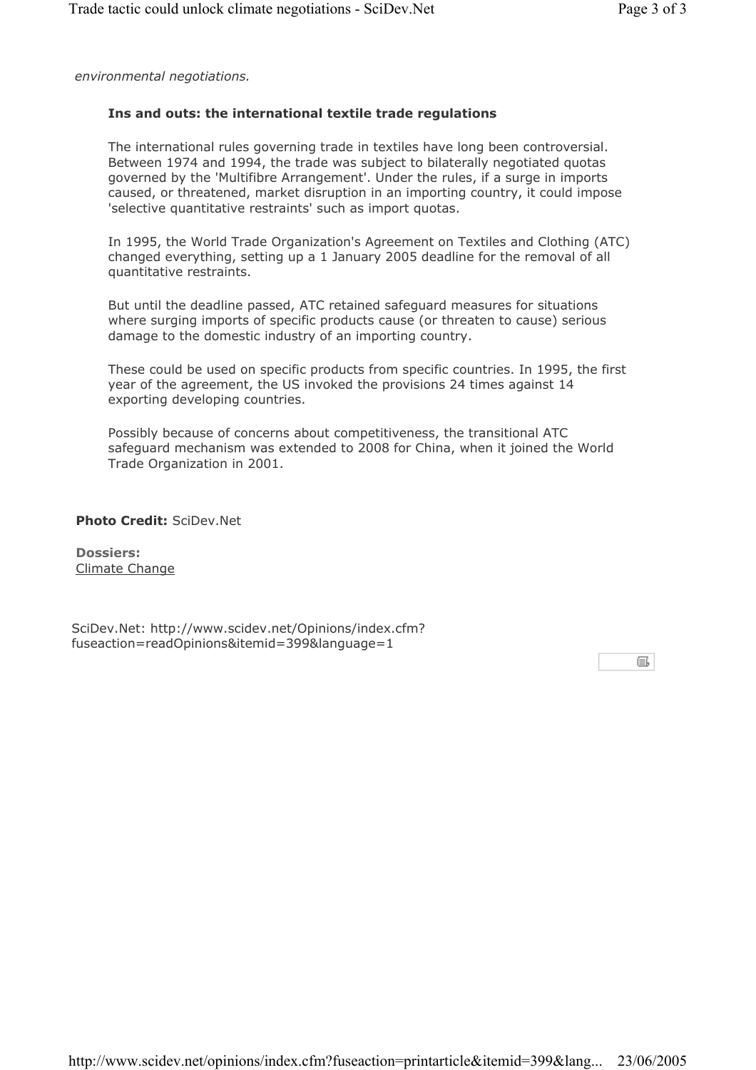*environmental negotiations.*

### Ins and outs: the international textile trade regulations

The international rules governing trade in textiles have long been controversial. Between 1974 and 1994, the trade was subject to bilaterally negotiated quotas governed by the 'Multifibre Arrangement'. Under the rules, if a surge in imports caused, or threatened, market disruption in an importing country, it could impose 'selective quantitative restraints' such as import quotas.

In 1995, the World Trade Organization's Agreement on Textiles and Clothing (ATC) changed everything, setting up a 1 January 2005 deadline for the removal of all quantitative restraints.

But until the deadline passed, ATC retained safeguard measures for situations where surging imports of specific products cause (or threaten to cause) serious damage to the domestic industry of an importing country.

These could be used on specific products from specific countries. In 1995, the first year of the agreement, the US invoked the provisions 24 times against 14 exporting developing countries.

Possibly because of concerns about competitiveness, the transitional ATC safeguard mechanism was extended to 2008 for China, when it joined the World Trade Organization in 2001.

**Photo Credit:** SciDev.Net

**Dossiers:**
Climate Change

SciDev.Net: http://www.scidev.net/Opinions/index.cfm?fuseaction=readOpinions&itemid=399&language=1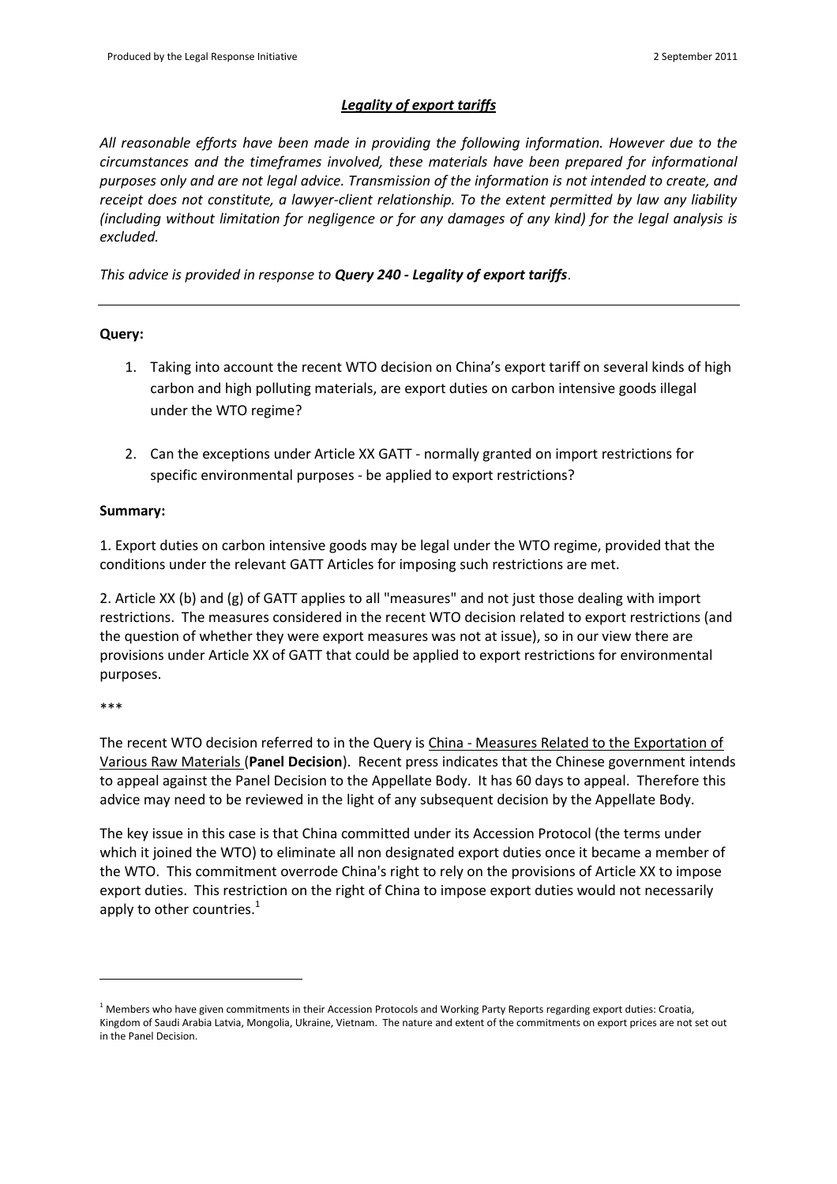## *Legality of export tariffs*

*All reasonable efforts have been made in providing the following information. However due to the circumstances and the timeframes involved, these materials have been prepared for informational purposes only and are not legal advice. Transmission of the information is not intended to create, and receipt does not constitute, a lawyer-client relationship. To the extent permitted by law any liability (including without limitation for negligence or for any damages of any kind) for the legal analysis is excluded.*

*This advice is provided in response to* ***Query 240 - Legality of export tariffs****.*

---

**Query:**

1. Taking into account the recent WTO decision on China's export tariff on several kinds of high carbon and high polluting materials, are export duties on carbon intensive goods illegal under the WTO regime?

2. Can the exceptions under Article XX GATT - normally granted on import restrictions for specific environmental purposes - be applied to export restrictions?

**Summary:**

1. Export duties on carbon intensive goods may be legal under the WTO regime, provided that the conditions under the relevant GATT Articles for imposing such restrictions are met.

2. Article XX (b) and (g) of GATT applies to all "measures" and not just those dealing with import restrictions. The measures considered in the recent WTO decision related to export restrictions (and the question of whether they were export measures was not at issue), so in our view there are provisions under Article XX of GATT that could be applied to export restrictions for environmental purposes.

\*\*\*

The recent WTO decision referred to in the Query is China - Measures Related to the Exportation of Various Raw Materials (**Panel Decision**). Recent press indicates that the Chinese government intends to appeal against the Panel Decision to the Appellate Body. It has 60 days to appeal. Therefore this advice may need to be reviewed in the light of any subsequent decision by the Appellate Body.

The key issue in this case is that China committed under its Accession Protocol (the terms under which it joined the WTO) to eliminate all non designated export duties once it became a member of the WTO. This commitment overrode China's right to rely on the provisions of Article XX to impose export duties. This restriction on the right of China to impose export duties would not necessarily apply to other countries.[1]

---

[1] Members who have given commitments in their Accession Protocols and Working Party Reports regarding export duties: Croatia, Kingdom of Saudi Arabia Latvia, Mongolia, Ukraine, Vietnam. The nature and extent of the commitments on export prices are not set out in the Panel Decision.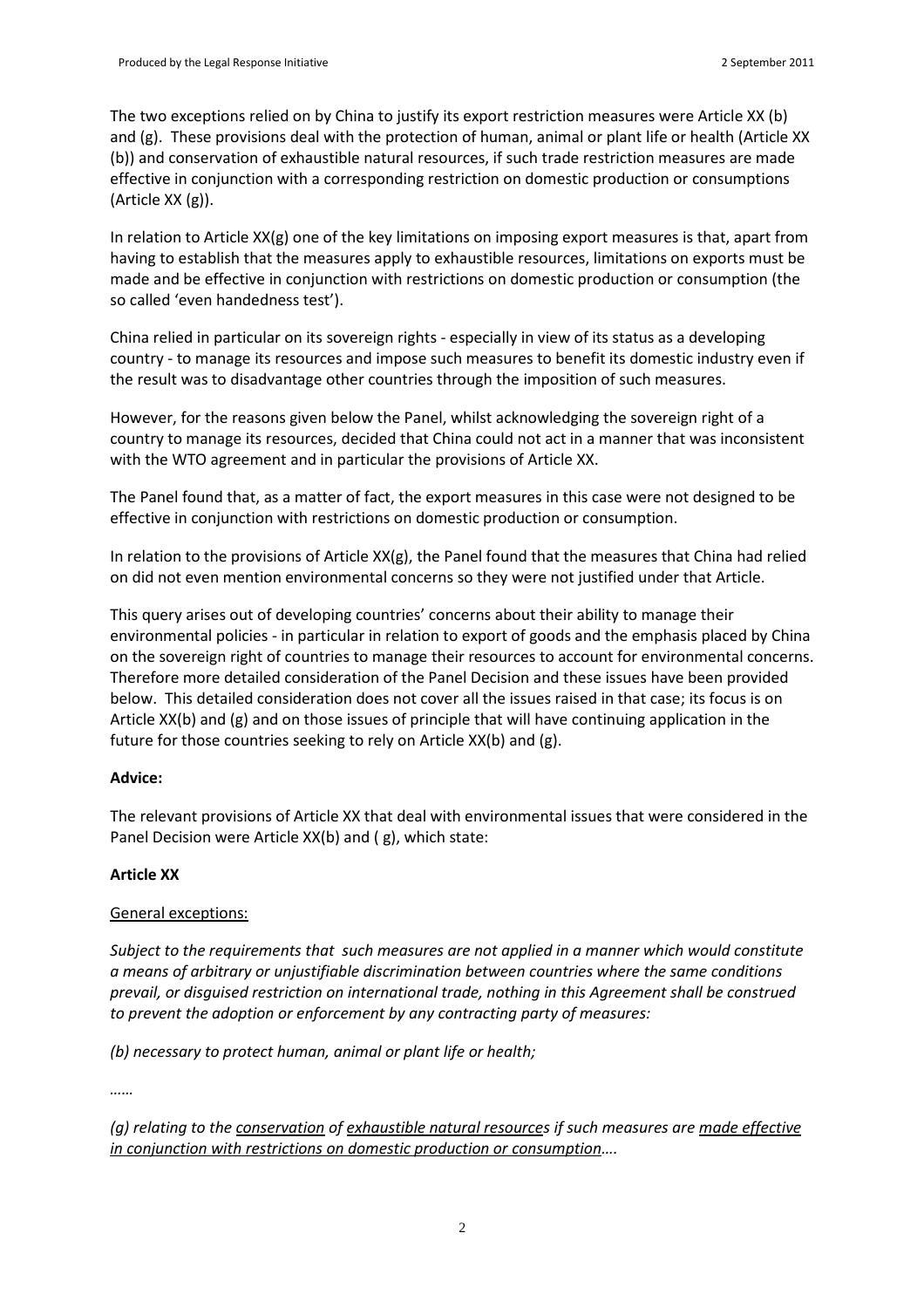The two exceptions relied on by China to justify its export restriction measures were Article XX (b) and (g). These provisions deal with the protection of human, animal or plant life or health (Article XX (b)) and conservation of exhaustible natural resources, if such trade restriction measures are made effective in conjunction with a corresponding restriction on domestic production or consumptions (Article XX (g)).

In relation to Article XX(g) one of the key limitations on imposing export measures is that, apart from having to establish that the measures apply to exhaustible resources, limitations on exports must be made and be effective in conjunction with restrictions on domestic production or consumption (the so called 'even handedness test').

China relied in particular on its sovereign rights - especially in view of its status as a developing country - to manage its resources and impose such measures to benefit its domestic industry even if the result was to disadvantage other countries through the imposition of such measures.

However, for the reasons given below the Panel, whilst acknowledging the sovereign right of a country to manage its resources, decided that China could not act in a manner that was inconsistent with the WTO agreement and in particular the provisions of Article XX.

The Panel found that, as a matter of fact, the export measures in this case were not designed to be effective in conjunction with restrictions on domestic production or consumption.

In relation to the provisions of Article XX(g), the Panel found that the measures that China had relied on did not even mention environmental concerns so they were not justified under that Article.

This query arises out of developing countries' concerns about their ability to manage their environmental policies - in particular in relation to export of goods and the emphasis placed by China on the sovereign right of countries to manage their resources to account for environmental concerns. Therefore more detailed consideration of the Panel Decision and these issues have been provided below. This detailed consideration does not cover all the issues raised in that case; its focus is on Article XX(b) and (g) and on those issues of principle that will have continuing application in the future for those countries seeking to rely on Article XX(b) and (g).

**Advice:**

The relevant provisions of Article XX that deal with environmental issues that were considered in the Panel Decision were Article XX(b) and ( g), which state:

**Article XX**

<u>General exceptions:</u>

*Subject to the requirements that such measures are not applied in a manner which would constitute a means of arbitrary or unjustifiable discrimination between countries where the same conditions prevail, or disguised restriction on international trade, nothing in this Agreement shall be construed to prevent the adoption or enforcement by any contracting party of measures:*

*(b) necessary to protect human, animal or plant life or health;*

*……*

*(g) relating to the <u>conservation</u> of <u>exhaustible natural resources</u> if such measures are <u>made effective in conjunction with restrictions on domestic production or consumption</u>….*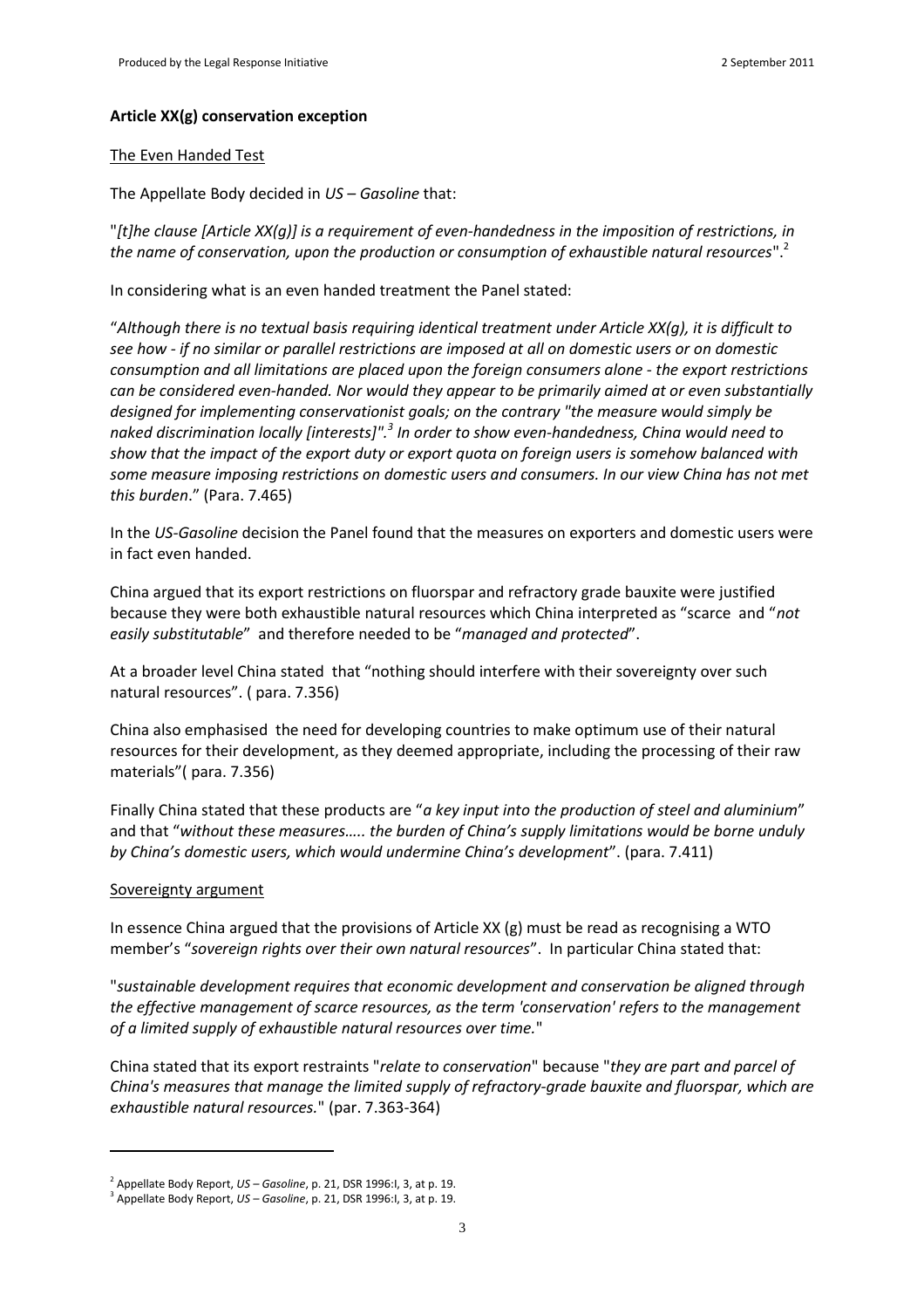**Article XX(g) conservation exception**

The Even Handed Test

The Appellate Body decided in *US – Gasoline* that:

"*[t]he clause [Article XX(g)] is a requirement of even-handedness in the imposition of restrictions, in the name of conservation, upon the production or consumption of exhaustible natural resources*".[2]

In considering what is an even handed treatment the Panel stated:

"*Although there is no textual basis requiring identical treatment under Article XX(g), it is difficult to see how - if no similar or parallel restrictions are imposed at all on domestic users or on domestic consumption and all limitations are placed upon the foreign consumers alone - the export restrictions can be considered even-handed. Nor would they appear to be primarily aimed at or even substantially designed for implementing conservationist goals; on the contrary "the measure would simply be naked discrimination locally [interests]".[3] In order to show even-handedness, China would need to show that the impact of the export duty or export quota on foreign users is somehow balanced with some measure imposing restrictions on domestic users and consumers. In our view China has not met this burden*." (Para. 7.465)

In the *US-Gasoline* decision the Panel found that the measures on exporters and domestic users were in fact even handed.

China argued that its export restrictions on fluorspar and refractory grade bauxite were justified because they were both exhaustible natural resources which China interpreted as "scarce and "*not easily substitutable*" and therefore needed to be "*managed and protected*".

At a broader level China stated that "nothing should interfere with their sovereignty over such natural resources". ( para. 7.356)

China also emphasised the need for developing countries to make optimum use of their natural resources for their development, as they deemed appropriate, including the processing of their raw materials"( para. 7.356)

Finally China stated that these products are "*a key input into the production of steel and aluminium*" and that "*without these measures….. the burden of China's supply limitations would be borne unduly by China's domestic users, which would undermine China's development*". (para. 7.411)

Sovereignty argument

In essence China argued that the provisions of Article XX (g) must be read as recognising a WTO member's "*sovereign rights over their own natural resources*". In particular China stated that:

"*sustainable development requires that economic development and conservation be aligned through the effective management of scarce resources, as the term 'conservation' refers to the management of a limited supply of exhaustible natural resources over time.*"

China stated that its export restraints "*relate to conservation*" because "*they are part and parcel of China's measures that manage the limited supply of refractory-grade bauxite and fluorspar, which are exhaustible natural resources.*" (par. 7.363-364)

---

[2] Appellate Body Report, *US – Gasoline*, p. 21, DSR 1996:I, 3, at p. 19.
[3] Appellate Body Report, *US – Gasoline*, p. 21, DSR 1996:I, 3, at p. 19.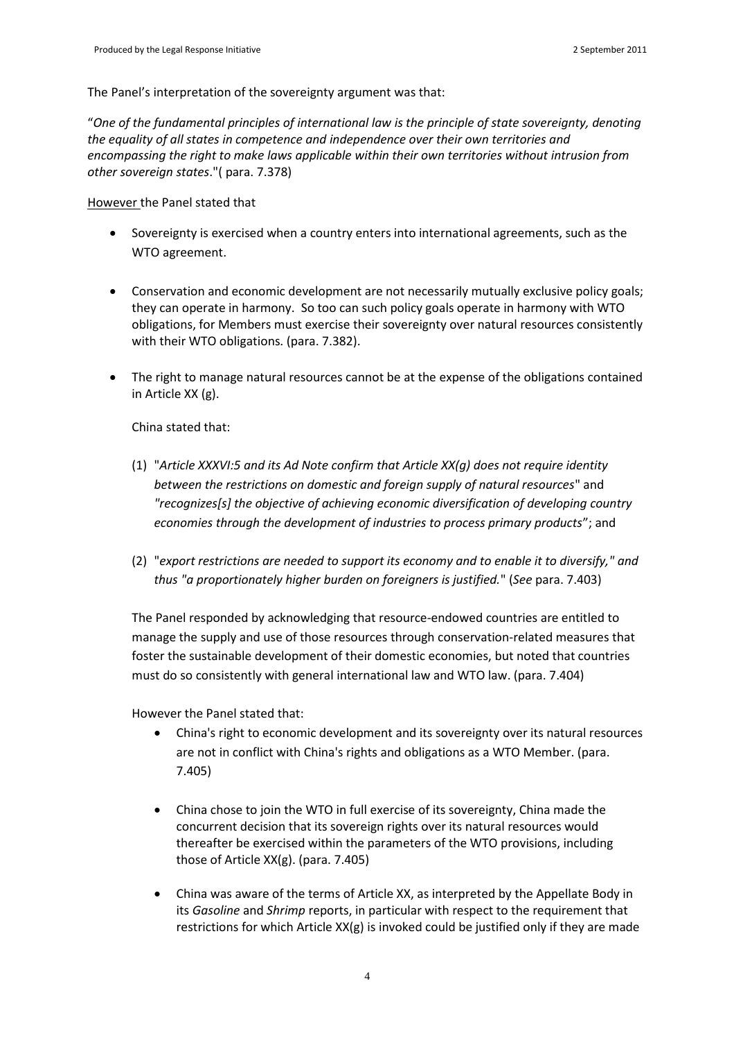The Panel's interpretation of the sovereignty argument was that:

"*One of the fundamental principles of international law is the principle of state sovereignty, denoting the equality of all states in competence and independence over their own territories and encompassing the right to make laws applicable within their own territories without intrusion from other sovereign states*."( para. 7.378)

<u>However</u> the Panel stated that

- Sovereignty is exercised when a country enters into international agreements, such as the WTO agreement.
- Conservation and economic development are not necessarily mutually exclusive policy goals; they can operate in harmony. So too can such policy goals operate in harmony with WTO obligations, for Members must exercise their sovereignty over natural resources consistently with their WTO obligations. (para. 7.382).
- The right to manage natural resources cannot be at the expense of the obligations contained in Article XX (g).

  China stated that:

  (1) "*Article XXXVI:5 and its Ad Note confirm that Article XX(g) does not require identity between the restrictions on domestic and foreign supply of natural resources*" and *"recognizes[s] the objective of achieving economic diversification of developing country economies through the development of industries to process primary products*"; and

  (2) "*export restrictions are needed to support its economy and to enable it to diversify," and thus "a proportionately higher burden on foreigners is justified.*" (*See* para. 7.403)

  The Panel responded by acknowledging that resource-endowed countries are entitled to manage the supply and use of those resources through conservation-related measures that foster the sustainable development of their domestic economies, but noted that countries must do so consistently with general international law and WTO law. (para. 7.404)

  However the Panel stated that:

  - China's right to economic development and its sovereignty over its natural resources are not in conflict with China's rights and obligations as a WTO Member. (para. 7.405)
  - China chose to join the WTO in full exercise of its sovereignty, China made the concurrent decision that its sovereign rights over its natural resources would thereafter be exercised within the parameters of the WTO provisions, including those of Article XX(g). (para. 7.405)
  - China was aware of the terms of Article XX, as interpreted by the Appellate Body in its *Gasoline* and *Shrimp* reports, in particular with respect to the requirement that restrictions for which Article XX(g) is invoked could be justified only if they are made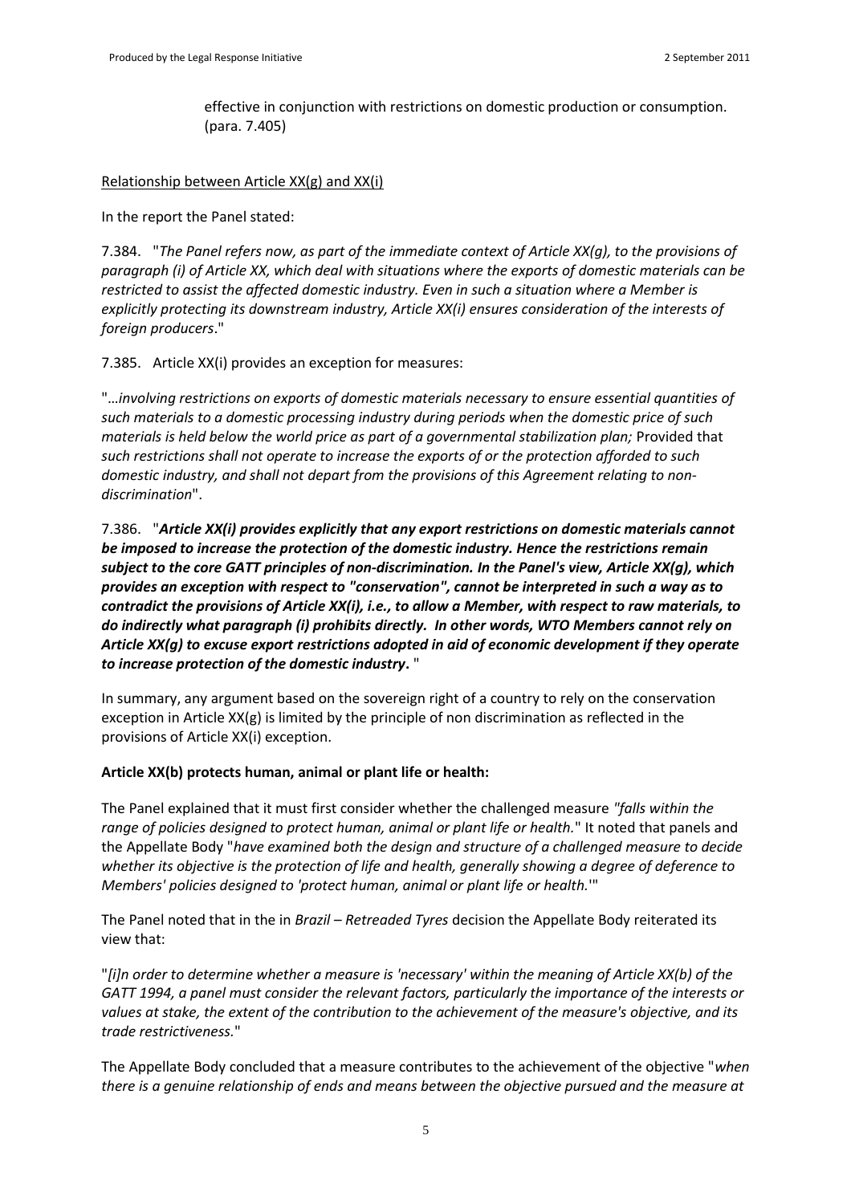effective in conjunction with restrictions on domestic production or consumption. (para. 7.405)

Relationship between Article XX(g) and XX(i)

In the report the Panel stated:

7.384. "*The Panel refers now, as part of the immediate context of Article XX(g), to the provisions of paragraph (i) of Article XX, which deal with situations where the exports of domestic materials can be restricted to assist the affected domestic industry. Even in such a situation where a Member is explicitly protecting its downstream industry, Article XX(i) ensures consideration of the interests of foreign producers*."

7.385. Article XX(i) provides an exception for measures:

"*…involving restrictions on exports of domestic materials necessary to ensure essential quantities of such materials to a domestic processing industry during periods when the domestic price of such materials is held below the world price as part of a governmental stabilization plan;* Provided that *such restrictions shall not operate to increase the exports of or the protection afforded to such domestic industry, and shall not depart from the provisions of this Agreement relating to non-discrimination*".

7.386. "***Article XX(i) provides explicitly that any export restrictions on domestic materials cannot be imposed to increase the protection of the domestic industry. Hence the restrictions remain subject to the core GATT principles of non-discrimination. In the Panel's view, Article XX(g), which provides an exception with respect to "conservation", cannot be interpreted in such a way as to contradict the provisions of Article XX(i), i.e., to allow a Member, with respect to raw materials, to do indirectly what paragraph (i) prohibits directly. In other words, WTO Members cannot rely on Article XX(g) to excuse export restrictions adopted in aid of economic development if they operate to increase protection of the domestic industry***. "

In summary, any argument based on the sovereign right of a country to rely on the conservation exception in Article XX(g) is limited by the principle of non discrimination as reflected in the provisions of Article XX(i) exception.

**Article XX(b) protects human, animal or plant life or health:**

The Panel explained that it must first consider whether the challenged measure *"falls within the range of policies designed to protect human, animal or plant life or health.*" It noted that panels and the Appellate Body "*have examined both the design and structure of a challenged measure to decide whether its objective is the protection of life and health, generally showing a degree of deference to Members' policies designed to 'protect human, animal or plant life or health.*'"

The Panel noted that in the in *Brazil – Retreaded Tyres* decision the Appellate Body reiterated its view that:

"*[i]n order to determine whether a measure is 'necessary' within the meaning of Article XX(b) of the GATT 1994, a panel must consider the relevant factors, particularly the importance of the interests or values at stake, the extent of the contribution to the achievement of the measure's objective, and its trade restrictiveness.*"

The Appellate Body concluded that a measure contributes to the achievement of the objective "*when there is a genuine relationship of ends and means between the objective pursued and the measure at*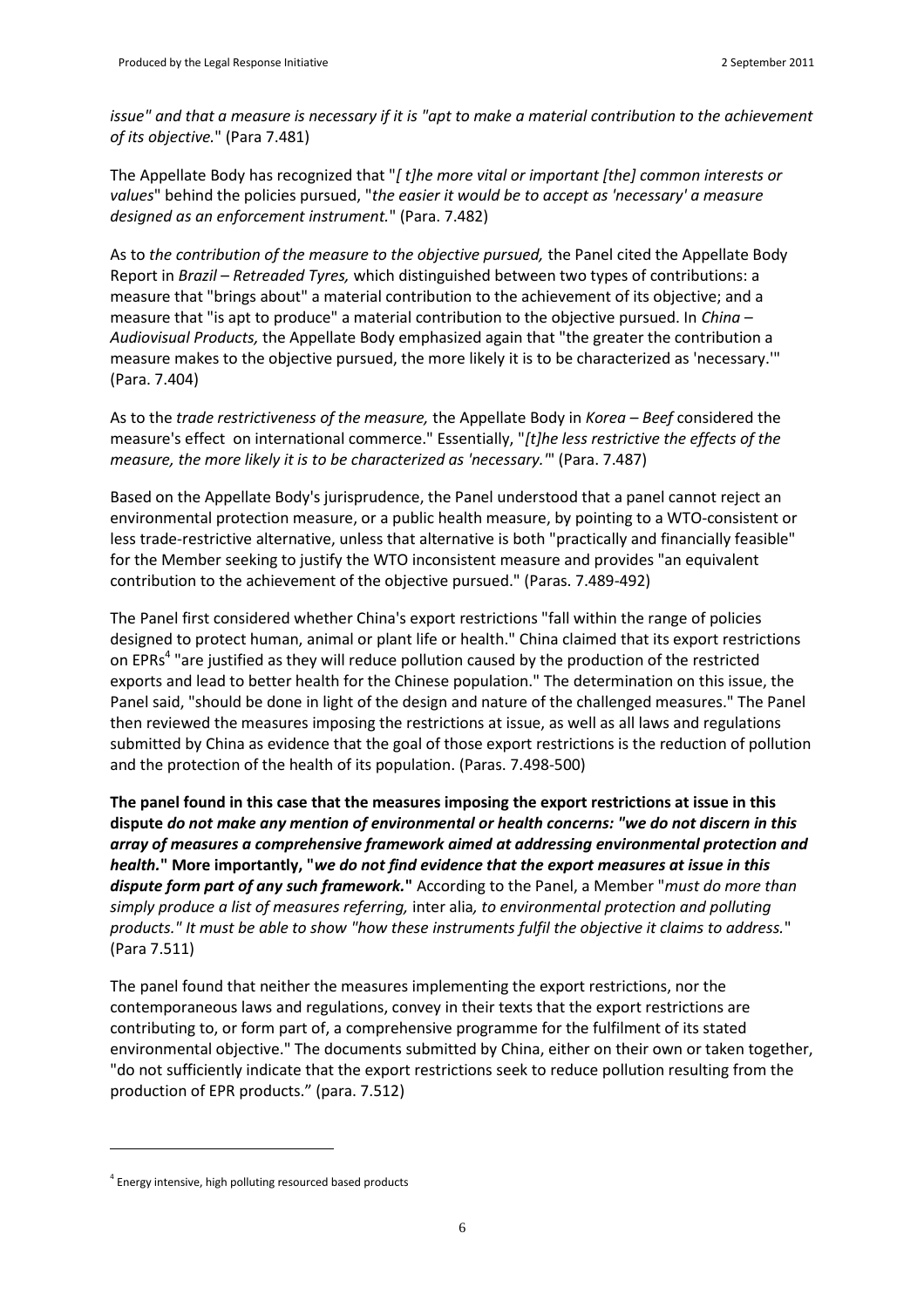*issue" and that a measure is necessary if it is "apt to make a material contribution to the achievement of its objective.*" (Para 7.481)

The Appellate Body has recognized that "*[ t]he more vital or important [the] common interests or values*" behind the policies pursued, "*the easier it would be to accept as 'necessary' a measure designed as an enforcement instrument.*" (Para. 7.482)

As to *the contribution of the measure to the objective pursued,* the Panel cited the Appellate Body Report in *Brazil – Retreaded Tyres,* which distinguished between two types of contributions: a measure that "brings about" a material contribution to the achievement of its objective; and a measure that "is apt to produce" a material contribution to the objective pursued. In *China – Audiovisual Products,* the Appellate Body emphasized again that "the greater the contribution a measure makes to the objective pursued, the more likely it is to be characterized as 'necessary.'" (Para. 7.404)

As to the *trade restrictiveness of the measure,* the Appellate Body in *Korea – Beef* considered the measure's effect on international commerce." Essentially, "*[t]he less restrictive the effects of the measure, the more likely it is to be characterized as 'necessary.'*" (Para. 7.487)

Based on the Appellate Body's jurisprudence, the Panel understood that a panel cannot reject an environmental protection measure, or a public health measure, by pointing to a WTO-consistent or less trade-restrictive alternative, unless that alternative is both "practically and financially feasible" for the Member seeking to justify the WTO inconsistent measure and provides "an equivalent contribution to the achievement of the objective pursued." (Paras. 7.489-492)

The Panel first considered whether China's export restrictions "fall within the range of policies designed to protect human, animal or plant life or health." China claimed that its export restrictions on EPRs[4] "are justified as they will reduce pollution caused by the production of the restricted exports and lead to better health for the Chinese population." The determination on this issue, the Panel said, "should be done in light of the design and nature of the challenged measures." The Panel then reviewed the measures imposing the restrictions at issue, as well as all laws and regulations submitted by China as evidence that the goal of those export restrictions is the reduction of pollution and the protection of the health of its population. (Paras. 7.498-500)

**The panel found in this case that the measures imposing the export restrictions at issue in this dispute *do not make any mention of environmental or health concerns: "we do not discern in this array of measures a comprehensive framework aimed at addressing environmental protection and health.*" More importantly, "*we do not find evidence that the export measures at issue in this dispute form part of any such framework.*"** According to the Panel, a Member "*must do more than simply produce a list of measures referring,* inter alia*, to environmental protection and polluting products." It must be able to show "how these instruments fulfil the objective it claims to address.*" (Para 7.511)

The panel found that neither the measures implementing the export restrictions, nor the contemporaneous laws and regulations, convey in their texts that the export restrictions are contributing to, or form part of, a comprehensive programme for the fulfilment of its stated environmental objective." The documents submitted by China, either on their own or taken together, "do not sufficiently indicate that the export restrictions seek to reduce pollution resulting from the production of EPR products." (para. 7.512)

---

[4] Energy intensive, high polluting resourced based products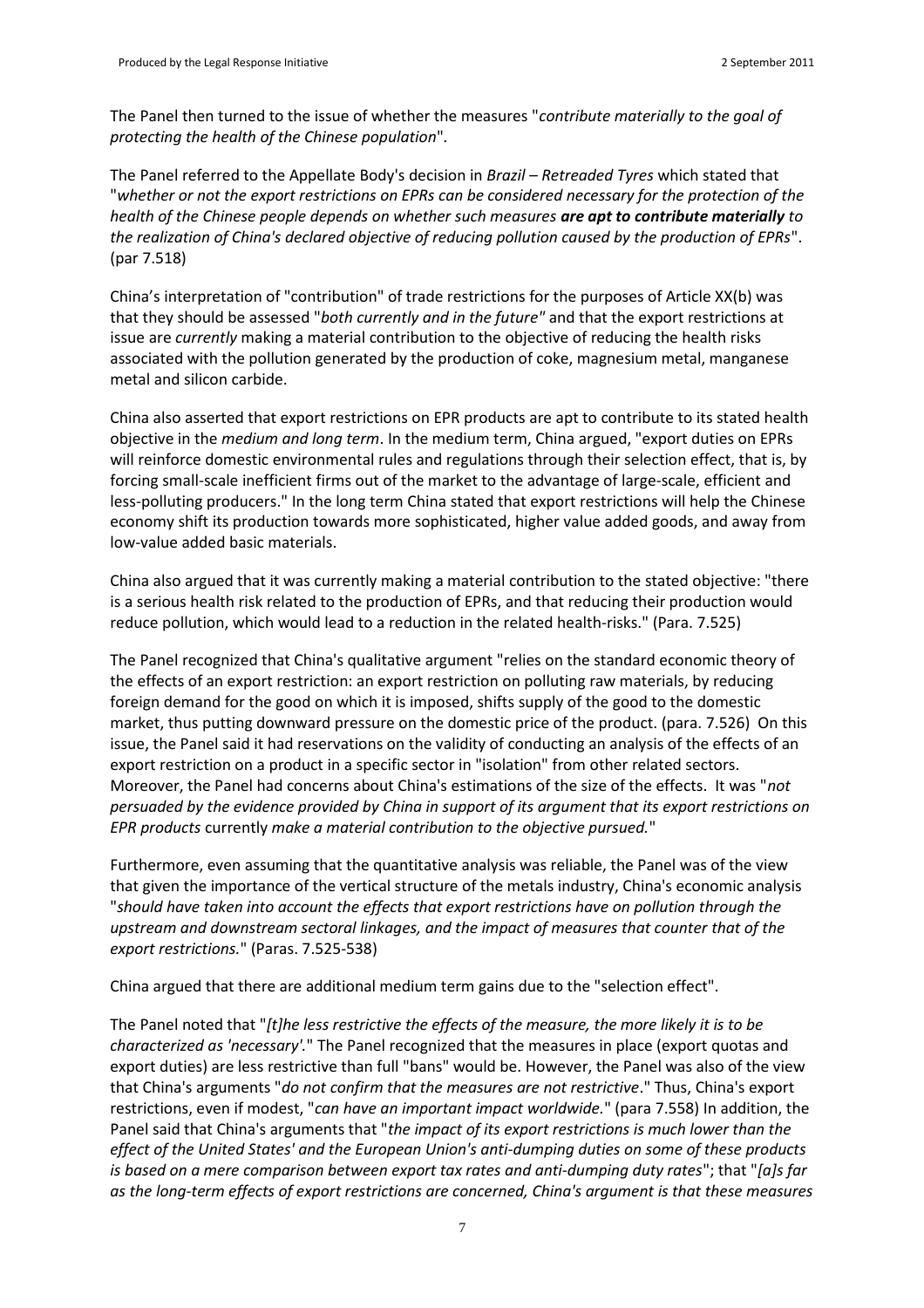The Panel then turned to the issue of whether the measures "*contribute materially to the goal of protecting the health of the Chinese population*".

The Panel referred to the Appellate Body's decision in *Brazil – Retreaded Tyres* which stated that "*whether or not the export restrictions on EPRs can be considered necessary for the protection of the health of the Chinese people depends on whether such measures **are apt to contribute materially** to the realization of China's declared objective of reducing pollution caused by the production of EPRs*". (par 7.518)

China's interpretation of "contribution" of trade restrictions for the purposes of Article XX(b) was that they should be assessed "*both currently and in the future"* and that the export restrictions at issue are *currently* making a material contribution to the objective of reducing the health risks associated with the pollution generated by the production of coke, magnesium metal, manganese metal and silicon carbide.

China also asserted that export restrictions on EPR products are apt to contribute to its stated health objective in the *medium and long term*. In the medium term, China argued, "export duties on EPRs will reinforce domestic environmental rules and regulations through their selection effect, that is, by forcing small-scale inefficient firms out of the market to the advantage of large-scale, efficient and less-polluting producers." In the long term China stated that export restrictions will help the Chinese economy shift its production towards more sophisticated, higher value added goods, and away from low-value added basic materials.

China also argued that it was currently making a material contribution to the stated objective: "there is a serious health risk related to the production of EPRs, and that reducing their production would reduce pollution, which would lead to a reduction in the related health-risks." (Para. 7.525)

The Panel recognized that China's qualitative argument "relies on the standard economic theory of the effects of an export restriction: an export restriction on polluting raw materials, by reducing foreign demand for the good on which it is imposed, shifts supply of the good to the domestic market, thus putting downward pressure on the domestic price of the product. (para. 7.526) On this issue, the Panel said it had reservations on the validity of conducting an analysis of the effects of an export restriction on a product in a specific sector in "isolation" from other related sectors. Moreover, the Panel had concerns about China's estimations of the size of the effects. It was "*not persuaded by the evidence provided by China in support of its argument that its export restrictions on EPR products* currently *make a material contribution to the objective pursued.*"

Furthermore, even assuming that the quantitative analysis was reliable, the Panel was of the view that given the importance of the vertical structure of the metals industry, China's economic analysis "*should have taken into account the effects that export restrictions have on pollution through the upstream and downstream sectoral linkages, and the impact of measures that counter that of the export restrictions.*" (Paras. 7.525-538)

China argued that there are additional medium term gains due to the "selection effect".

The Panel noted that "*[t]he less restrictive the effects of the measure, the more likely it is to be characterized as 'necessary'.*" The Panel recognized that the measures in place (export quotas and export duties) are less restrictive than full "bans" would be. However, the Panel was also of the view that China's arguments "*do not confirm that the measures are not restrictive*." Thus, China's export restrictions, even if modest, "*can have an important impact worldwide.*" (para 7.558) In addition, the Panel said that China's arguments that "*the impact of its export restrictions is much lower than the effect of the United States' and the European Union's anti-dumping duties on some of these products is based on a mere comparison between export tax rates and anti-dumping duty rates*"; that "*[a]s far as the long-term effects of export restrictions are concerned, China's argument is that these measures*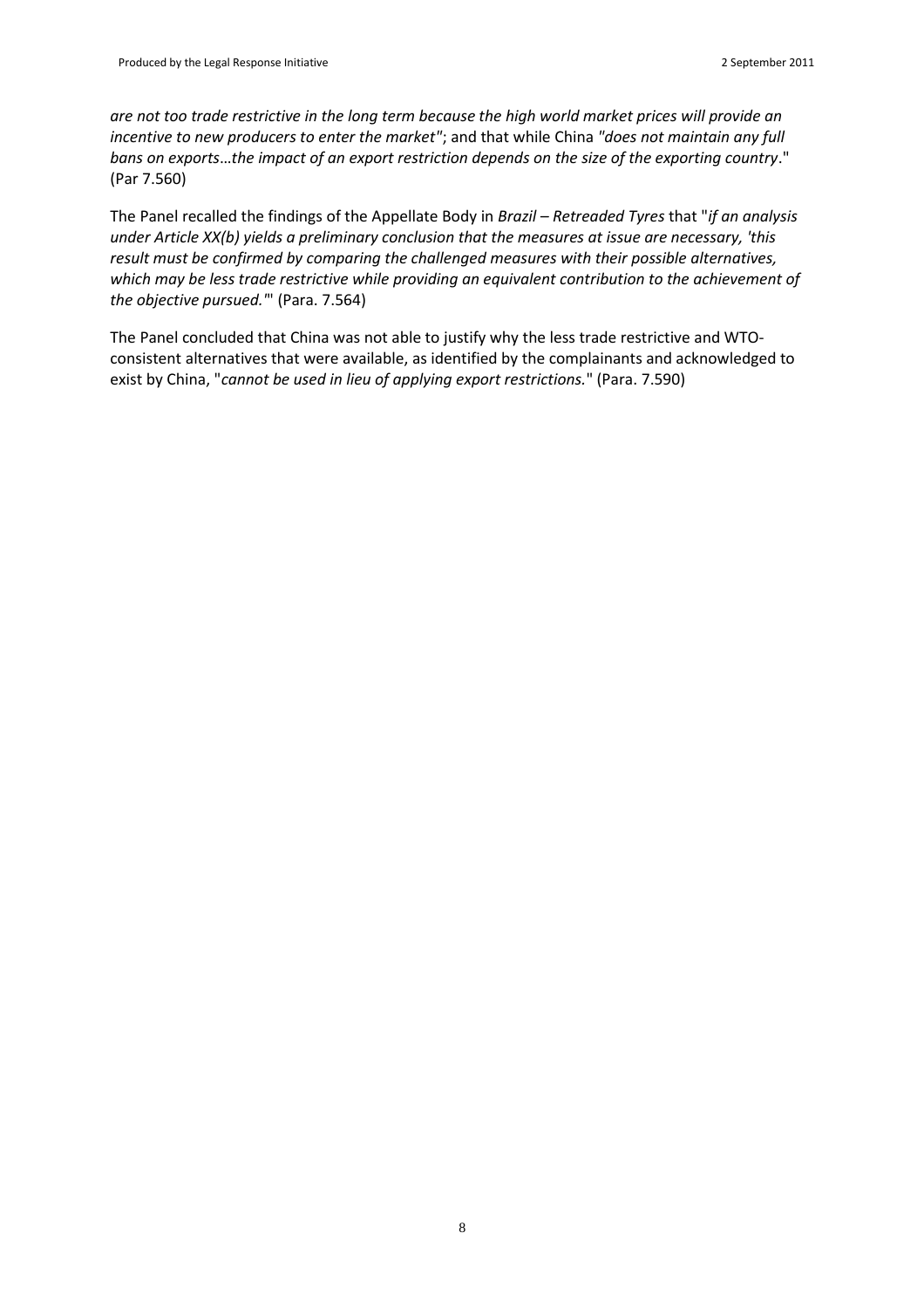*are not too trade restrictive in the long term because the high world market prices will provide an incentive to new producers to enter the market"*; and that while China *"does not maintain any full bans on exports…the impact of an export restriction depends on the size of the exporting country*." (Par 7.560)

The Panel recalled the findings of the Appellate Body in *Brazil – Retreaded Tyres* that "*if an analysis under Article XX(b) yields a preliminary conclusion that the measures at issue are necessary, 'this result must be confirmed by comparing the challenged measures with their possible alternatives, which may be less trade restrictive while providing an equivalent contribution to the achievement of the objective pursued.'*" (Para. 7.564)

The Panel concluded that China was not able to justify why the less trade restrictive and WTO-consistent alternatives that were available, as identified by the complainants and acknowledged to exist by China, "*cannot be used in lieu of applying export restrictions.*" (Para. 7.590)